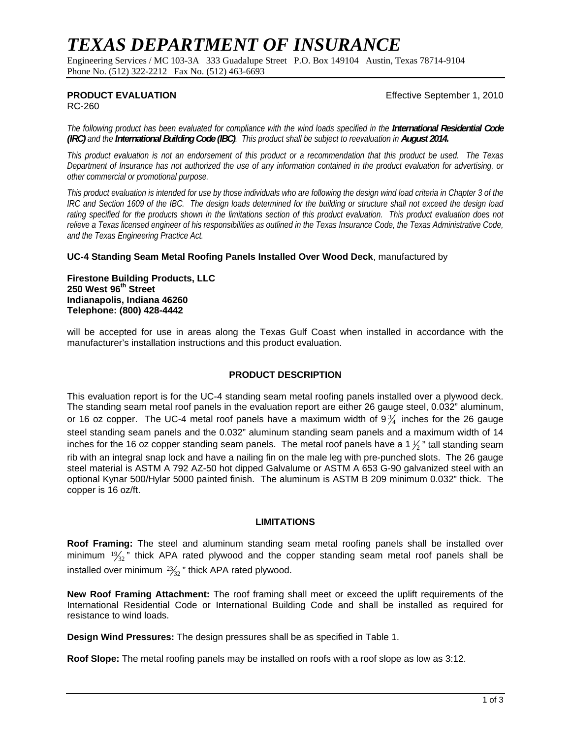# TEXAS DEPARTMENT OF INSURANCE

Engineering Services / MC 103-3A   333 Guadalupe Street   P.O. Box 149104   Austin, Texas 78714-9104
Phone No. (512) 322-2212   Fax No. (512) 463-6693

**PRODUCT EVALUATION** Effective September 1, 2010
RC-260

*The following product has been evaluated for compliance with the wind loads specified in the **International Residential Code (IRC)** and the **International Building Code (IBC)**. This product shall be subject to reevaluation in **August 2014.***

*This product evaluation is not an endorsement of this product or a recommendation that this product be used. The Texas Department of Insurance has not authorized the use of any information contained in the product evaluation for advertising, or other commercial or promotional purpose.*

*This product evaluation is intended for use by those individuals who are following the design wind load criteria in Chapter 3 of the IRC and Section 1609 of the IBC. The design loads determined for the building or structure shall not exceed the design load rating specified for the products shown in the limitations section of this product evaluation. This product evaluation does not relieve a Texas licensed engineer of his responsibilities as outlined in the Texas Insurance Code, the Texas Administrative Code, and the Texas Engineering Practice Act.*

**UC-4 Standing Seam Metal Roofing Panels Installed Over Wood Deck**, manufactured by

**Firestone Building Products, LLC**
**250 West 96th Street**
**Indianapolis, Indiana 46260**
**Telephone: (800) 428-4442**

will be accepted for use in areas along the Texas Gulf Coast when installed in accordance with the manufacturer's installation instructions and this product evaluation.

## PRODUCT DESCRIPTION

This evaluation report is for the UC-4 standing seam metal roofing panels installed over a plywood deck. The standing seam metal roof panels in the evaluation report are either 26 gauge steel, 0.032" aluminum, or 16 oz copper. The UC-4 metal roof panels have a maximum width of 9 3/4 inches for the 26 gauge steel standing seam panels and the 0.032" aluminum standing seam panels and a maximum width of 14 inches for the 16 oz copper standing seam panels. The metal roof panels have a 1 1/2" tall standing seam rib with an integral snap lock and have a nailing fin on the male leg with pre-punched slots. The 26 gauge steel material is ASTM A 792 AZ-50 hot dipped Galvalume or ASTM A 653 G-90 galvanized steel with an optional Kynar 500/Hylar 5000 painted finish. The aluminum is ASTM B 209 minimum 0.032" thick. The copper is 16 oz/ft.

## LIMITATIONS

**Roof Framing:** The steel and aluminum standing seam metal roofing panels shall be installed over minimum 19/32" thick APA rated plywood and the copper standing seam metal roof panels shall be installed over minimum 23/32" thick APA rated plywood.

**New Roof Framing Attachment:** The roof framing shall meet or exceed the uplift requirements of the International Residential Code or International Building Code and shall be installed as required for resistance to wind loads.

**Design Wind Pressures:** The design pressures shall be as specified in Table 1.

**Roof Slope:** The metal roofing panels may be installed on roofs with a roof slope as low as 3:12.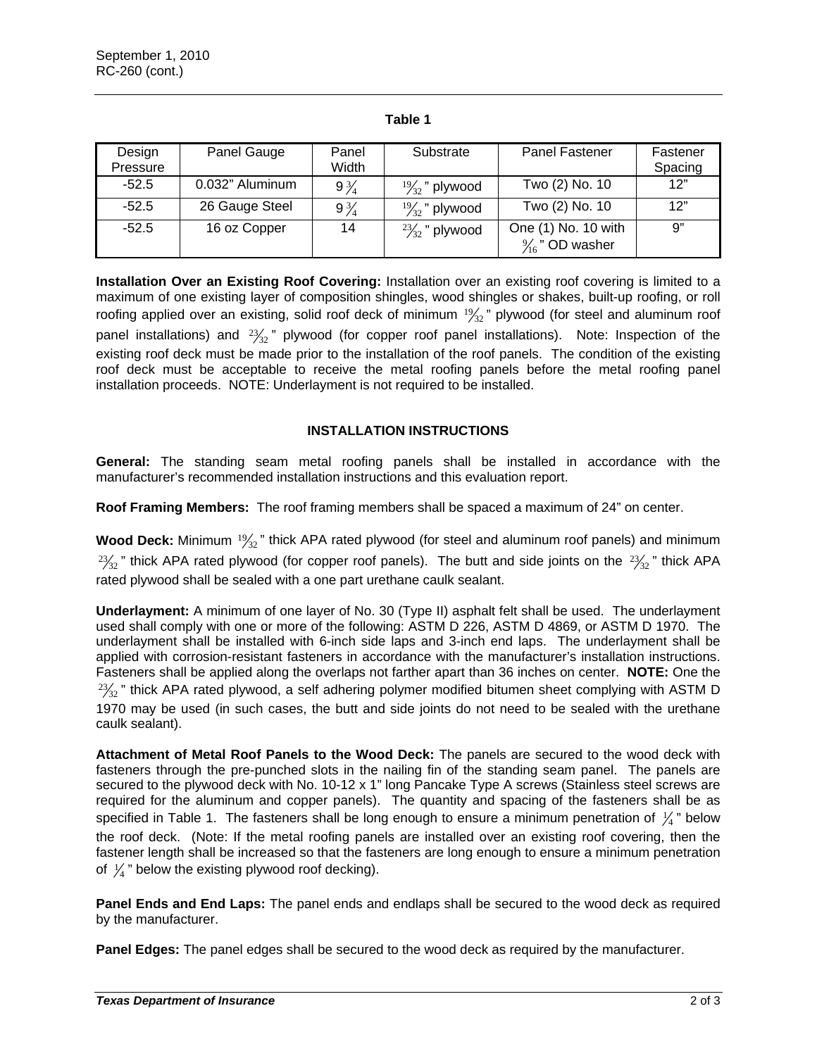**Table 1**

| Design Pressure | Panel Gauge | Panel Width | Substrate | Panel Fastener | Fastener Spacing |
|---|---|---|---|---|---|
| -52.5 | 0.032" Aluminum | 9 ¾ | 19/32 " plywood | Two (2) No. 10 | 12" |
| -52.5 | 26 Gauge Steel | 9 ¾ | 19/32 " plywood | Two (2) No. 10 | 12" |
| -52.5 | 16 oz Copper | 14 | 23/32 " plywood | One (1) No. 10 with 9/16 " OD washer | 9" |

**Installation Over an Existing Roof Covering:** Installation over an existing roof covering is limited to a maximum of one existing layer of composition shingles, wood shingles or shakes, built-up roofing, or roll roofing applied over an existing, solid roof deck of minimum 19/32 " plywood (for steel and aluminum roof panel installations) and 23/32 " plywood (for copper roof panel installations). Note: Inspection of the existing roof deck must be made prior to the installation of the roof panels. The condition of the existing roof deck must be acceptable to receive the metal roofing panels before the metal roofing panel installation proceeds. NOTE: Underlayment is not required to be installed.

## INSTALLATION INSTRUCTIONS

**General:** The standing seam metal roofing panels shall be installed in accordance with the manufacturer's recommended installation instructions and this evaluation report.

**Roof Framing Members:** The roof framing members shall be spaced a maximum of 24" on center.

**Wood Deck:** Minimum 19/32 " thick APA rated plywood (for steel and aluminum roof panels) and minimum 23/32 " thick APA rated plywood (for copper roof panels). The butt and side joints on the 23/32 " thick APA rated plywood shall be sealed with a one part urethane caulk sealant.

**Underlayment:** A minimum of one layer of No. 30 (Type II) asphalt felt shall be used. The underlayment used shall comply with one or more of the following: ASTM D 226, ASTM D 4869, or ASTM D 1970. The underlayment shall be installed with 6-inch side laps and 3-inch end laps. The underlayment shall be applied with corrosion-resistant fasteners in accordance with the manufacturer's installation instructions. Fasteners shall be applied along the overlaps not farther apart than 36 inches on center. **NOTE:** One the 23/32 " thick APA rated plywood, a self adhering polymer modified bitumen sheet complying with ASTM D 1970 may be used (in such cases, the butt and side joints do not need to be sealed with the urethane caulk sealant).

**Attachment of Metal Roof Panels to the Wood Deck:** The panels are secured to the wood deck with fasteners through the pre-punched slots in the nailing fin of the standing seam panel. The panels are secured to the plywood deck with No. 10-12 x 1" long Pancake Type A screws (Stainless steel screws are required for the aluminum and copper panels). The quantity and spacing of the fasteners shall be as specified in Table 1. The fasteners shall be long enough to ensure a minimum penetration of ¼ " below the roof deck. (Note: If the metal roofing panels are installed over an existing roof covering, then the fastener length shall be increased so that the fasteners are long enough to ensure a minimum penetration of ¼ " below the existing plywood roof decking).

**Panel Ends and End Laps:** The panel ends and endlaps shall be secured to the wood deck as required by the manufacturer.

**Panel Edges:** The panel edges shall be secured to the wood deck as required by the manufacturer.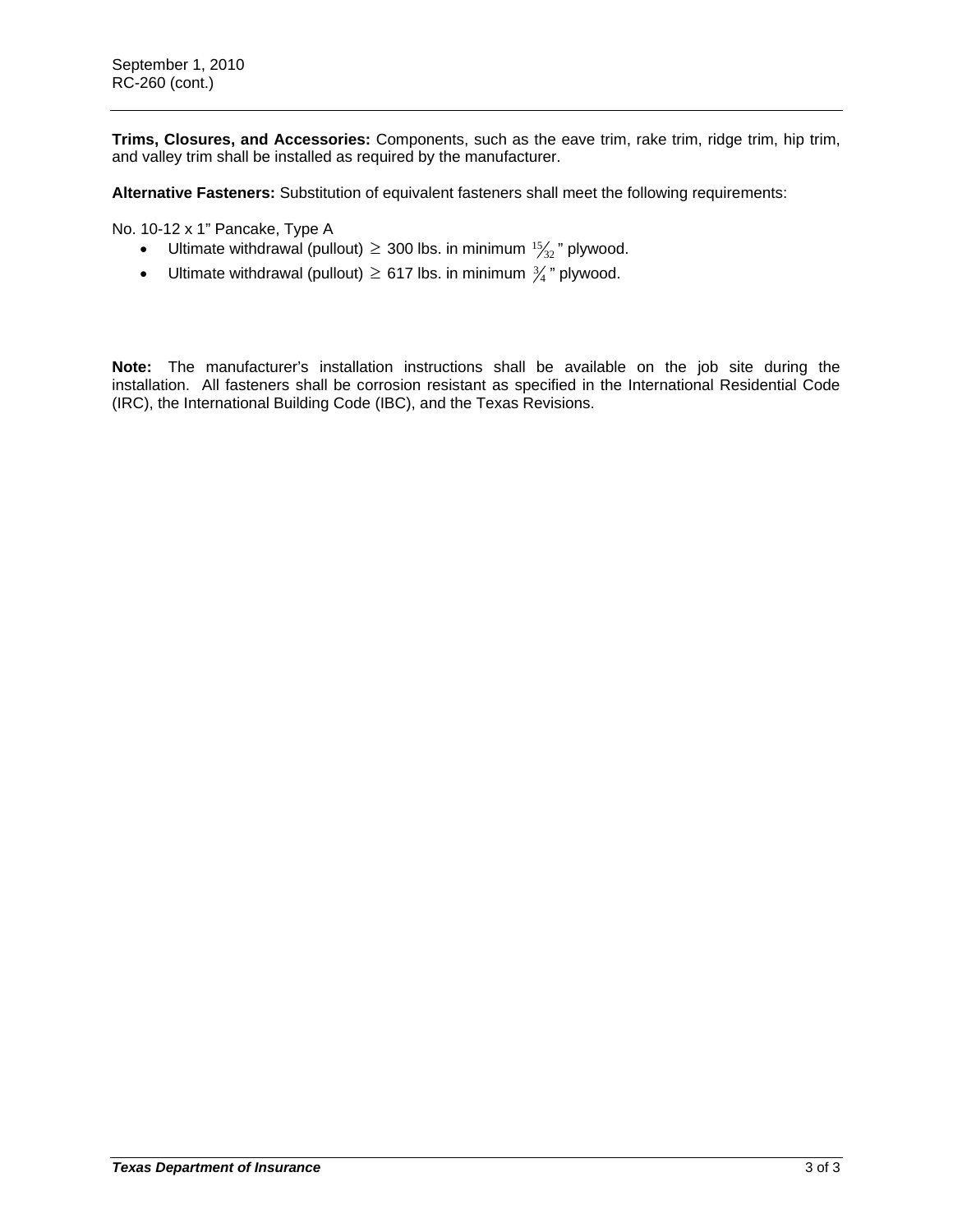**Trims, Closures, and Accessories:** Components, such as the eave trim, rake trim, ridge trim, hip trim, and valley trim shall be installed as required by the manufacturer.

**Alternative Fasteners:** Substitution of equivalent fasteners shall meet the following requirements:

No. 10-12 x 1" Pancake, Type A

- Ultimate withdrawal (pullout) $\geq$ 300 lbs. in minimum $^{15}\!/_{32}$" plywood.
- Ultimate withdrawal (pullout) $\geq$ 617 lbs. in minimum $^{3}\!/_{4}$" plywood.

**Note:** The manufacturer's installation instructions shall be available on the job site during the installation. All fasteners shall be corrosion resistant as specified in the International Residential Code (IRC), the International Building Code (IBC), and the Texas Revisions.